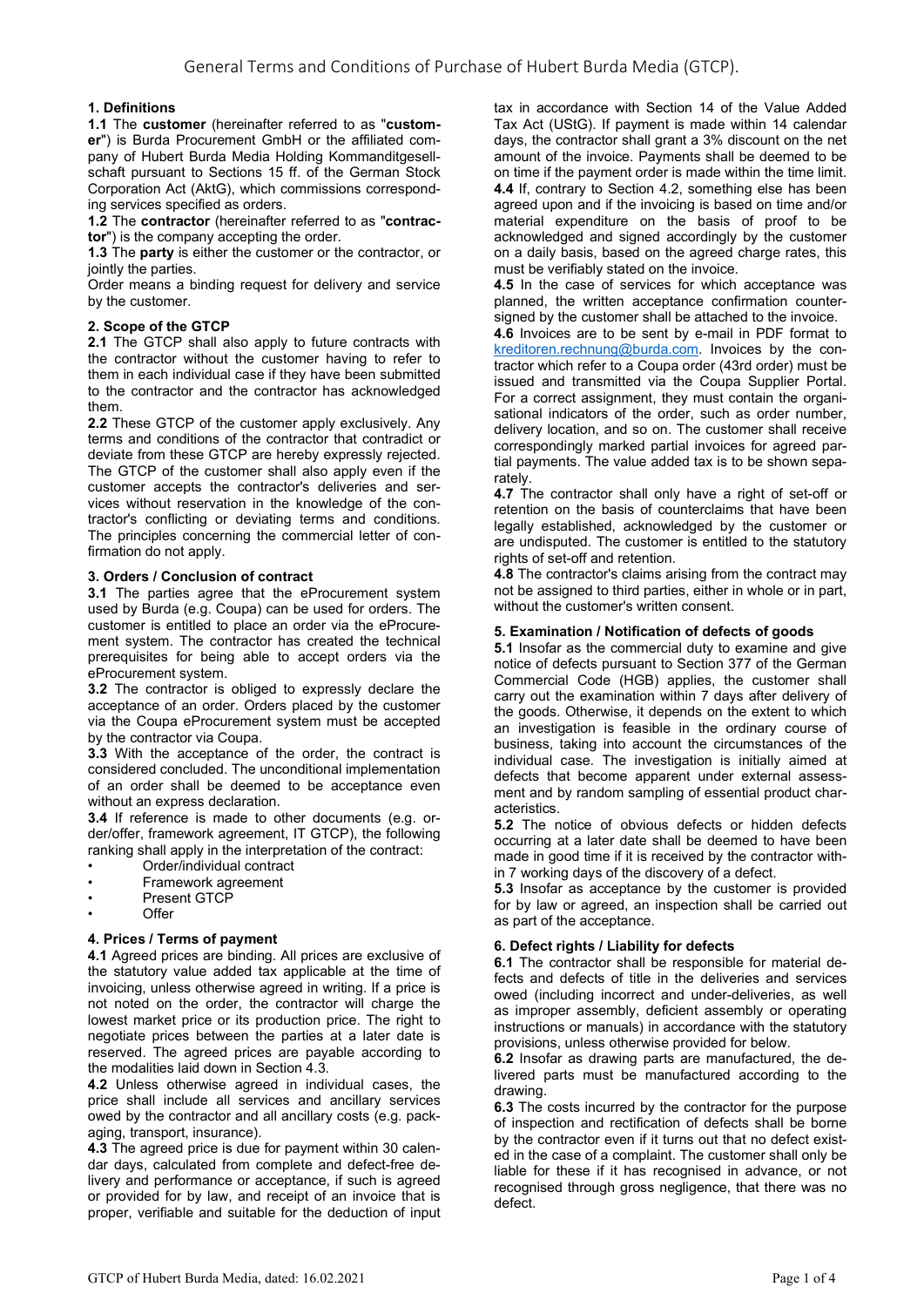# General Terms and Conditions of Purchase of Hubert Burda Media (GTCP).

### 1. Definitions

**1.1** The **customer** (hereinafter referred to as "**customer**") is Burda Procurement GmbH or the affiliated company of Hubert Burda Media Holding Kommanditgesellschaft pursuant to Sections 15 ff. of the German Stock Corporation Act (AktG), which commissions corresponding services specified as orders.

**1.2** The **contractor** (hereinafter referred to as "**contractor**") is the company accepting the order.

**1.3** The **party** is either the customer or the contractor, or jointly the parties.

Order means a binding request for delivery and service by the customer.

### 2. Scope of the GTCP

**2.1** The GTCP shall also apply to future contracts with the contractor without the customer having to refer to them in each individual case if they have been submitted to the contractor and the contractor has acknowledged them.

**2.2** These GTCP of the customer apply exclusively. Any terms and conditions of the contractor that contradict or deviate from these GTCP are hereby expressly rejected. The GTCP of the customer shall also apply even if the customer accepts the contractor's deliveries and services without reservation in the knowledge of the contractor's conflicting or deviating terms and conditions. The principles concerning the commercial letter of confirmation do not apply.

### 3. Orders / Conclusion of contract

**3.1** The parties agree that the eProcurement system used by Burda (e.g. Coupa) can be used for orders. The customer is entitled to place an order via the eProcurement system. The contractor has created the technical prerequisites for being able to accept orders via the eProcurement system.

**3.2** The contractor is obliged to expressly declare the acceptance of an order. Orders placed by the customer via the Coupa eProcurement system must be accepted by the contractor via Coupa.

**3.3** With the acceptance of the order, the contract is considered concluded. The unconditional implementation of an order shall be deemed to be acceptance even without an express declaration.

**3.4** If reference is made to other documents (e.g. order/offer, framework agreement, IT GTCP), the following ranking shall apply in the interpretation of the contract:

- Order/individual contract
- Framework agreement
- Present GTCP
- Offer

### 4. Prices / Terms of payment

**4.1** Agreed prices are binding. All prices are exclusive of the statutory value added tax applicable at the time of invoicing, unless otherwise agreed in writing. If a price is not noted on the order, the contractor will charge the lowest market price or its production price. The right to negotiate prices between the parties at a later date is reserved. The agreed prices are payable according to the modalities laid down in Section 4.3.

**4.2** Unless otherwise agreed in individual cases, the price shall include all services and ancillary services owed by the contractor and all ancillary costs (e.g. packaging, transport, insurance).

**4.3** The agreed price is due for payment within 30 calendar days, calculated from complete and defect-free delivery and performance or acceptance, if such is agreed or provided for by law, and receipt of an invoice that is proper, verifiable and suitable for the deduction of input tax in accordance with Section 14 of the Value Added Tax Act (UStG). If payment is made within 14 calendar days, the contractor shall grant a 3% discount on the net amount of the invoice. Payments shall be deemed to be on time if the payment order is made within the time limit.

**4.4** If, contrary to Section 4.2, something else has been agreed upon and if the invoicing is based on time and/or material expenditure on the basis of proof to be acknowledged and signed accordingly by the customer on a daily basis, based on the agreed charge rates, this must be verifiably stated on the invoice.

**4.5** In the case of services for which acceptance was planned, the written acceptance confirmation countersigned by the customer shall be attached to the invoice.

**4.6** Invoices are to be sent by e-mail in PDF format to kreditoren.rechnung@burda.com. Invoices by the contractor which refer to a Coupa order (43rd order) must be issued and transmitted via the Coupa Supplier Portal. For a correct assignment, they must contain the organisational indicators of the order, such as order number, delivery location, and so on. The customer shall receive correspondingly marked partial invoices for agreed partial payments. The value added tax is to be shown separately.

**4.7** The contractor shall only have a right of set-off or retention on the basis of counterclaims that have been legally established, acknowledged by the customer or are undisputed. The customer is entitled to the statutory rights of set-off and retention.

**4.8** The contractor's claims arising from the contract may not be assigned to third parties, either in whole or in part, without the customer's written consent.

### 5. Examination / Notification of defects of goods

**5.1** Insofar as the commercial duty to examine and give notice of defects pursuant to Section 377 of the German Commercial Code (HGB) applies, the customer shall carry out the examination within 7 days after delivery of the goods. Otherwise, it depends on the extent to which an investigation is feasible in the ordinary course of business, taking into account the circumstances of the individual case. The investigation is initially aimed at defects that become apparent under external assessment and by random sampling of essential product characteristics.

**5.2** The notice of obvious defects or hidden defects occurring at a later date shall be deemed to have been made in good time if it is received by the contractor within 7 working days of the discovery of a defect.

**5.3** Insofar as acceptance by the customer is provided for by law or agreed, an inspection shall be carried out as part of the acceptance.

### 6. Defect rights / Liability for defects

**6.1** The contractor shall be responsible for material defects and defects of title in the deliveries and services owed (including incorrect and under-deliveries, as well as improper assembly, deficient assembly or operating instructions or manuals) in accordance with the statutory provisions, unless otherwise provided for below.

**6.2** Insofar as drawing parts are manufactured, the delivered parts must be manufactured according to the drawing.

**6.3** The costs incurred by the contractor for the purpose of inspection and rectification of defects shall be borne by the contractor even if it turns out that no defect existed in the case of a complaint. The customer shall only be liable for these if it has recognised in advance, or not recognised through gross negligence, that there was no defect.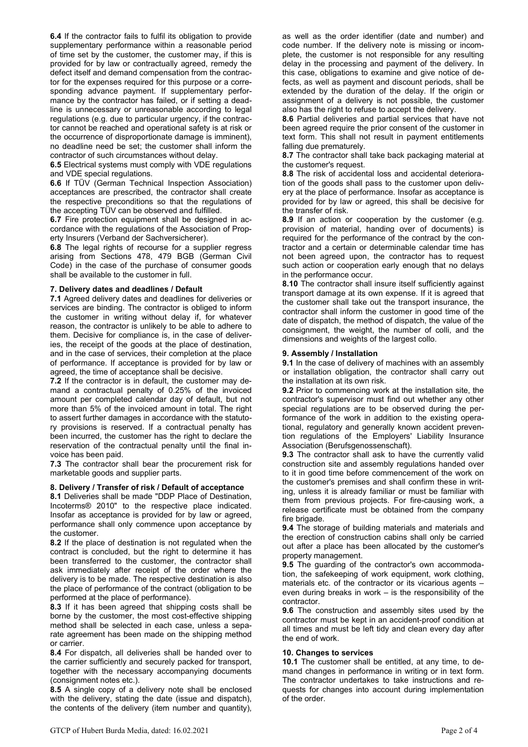**6.4** If the contractor fails to fulfil its obligation to provide supplementary performance within a reasonable period of time set by the customer, the customer may, if this is provided for by law or contractually agreed, remedy the defect itself and demand compensation from the contractor for the expenses required for this purpose or a corresponding advance payment. If supplementary performance by the contractor has failed, or if setting a deadline is unnecessary or unreasonable according to legal regulations (e.g. due to particular urgency, if the contractor cannot be reached and operational safety is at risk or the occurrence of disproportionate damage is imminent), no deadline need be set; the customer shall inform the contractor of such circumstances without delay.

**6.5** Electrical systems must comply with VDE regulations and VDE special regulations.

**6.6** If TÜV (German Technical Inspection Association) acceptances are prescribed, the contractor shall create the respective preconditions so that the regulations of the accepting TÜV can be observed and fulfilled.

**6.7** Fire protection equipment shall be designed in accordance with the regulations of the Association of Property Insurers (Verband der Sachversicherer).

**6.8** The legal rights of recourse for a supplier regress arising from Sections 478, 479 BGB (German Civil Code) in the case of the purchase of consumer goods shall be available to the customer in full.

#### 7. Delivery dates and deadlines / Default

**7.1** Agreed delivery dates and deadlines for deliveries or services are binding. The contractor is obliged to inform the customer in writing without delay if, for whatever reason, the contractor is unlikely to be able to adhere to them. Decisive for compliance is, in the case of deliveries, the receipt of the goods at the place of destination, and in the case of services, their completion at the place of performance. If acceptance is provided for by law or agreed, the time of acceptance shall be decisive.

**7.2** If the contractor is in default, the customer may demand a contractual penalty of 0.25% of the invoiced amount per completed calendar day of default, but not more than 5% of the invoiced amount in total. The right to assert further damages in accordance with the statutory provisions is reserved. If a contractual penalty has been incurred, the customer has the right to declare the reservation of the contractual penalty until the final invoice has been paid.

**7.3** The contractor shall bear the procurement risk for marketable goods and supplier parts.

#### 8. Delivery / Transfer of risk / Default of acceptance

**8.1** Deliveries shall be made "DDP Place of Destination, Incoterms® 2010" to the respective place indicated. Insofar as acceptance is provided for by law or agreed, performance shall only commence upon acceptance by the customer.

**8.2** If the place of destination is not regulated when the contract is concluded, but the right to determine it has been transferred to the customer, the contractor shall ask immediately after receipt of the order where the delivery is to be made. The respective destination is also the place of performance of the contract (obligation to be performed at the place of performance).

**8.3** If it has been agreed that shipping costs shall be borne by the customer, the most cost-effective shipping method shall be selected in each case, unless a separate agreement has been made on the shipping method or carrier.

**8.4** For dispatch, all deliveries shall be handed over to the carrier sufficiently and securely packed for transport, together with the necessary accompanying documents (consignment notes etc.).

**8.5** A single copy of a delivery note shall be enclosed with the delivery, stating the date (issue and dispatch), the contents of the delivery (item number and quantity), as well as the order identifier (date and number) and code number. If the delivery note is missing or incomplete, the customer is not responsible for any resulting delay in the processing and payment of the delivery. In this case, obligations to examine and give notice of defects, as well as payment and discount periods, shall be extended by the duration of the delay. If the origin or assignment of a delivery is not possible, the customer also has the right to refuse to accept the delivery.

**8.6** Partial deliveries and partial services that have not been agreed require the prior consent of the customer in text form. This shall not result in payment entitlements falling due prematurely.

**8.7** The contractor shall take back packaging material at the customer's request.

**8.8** The risk of accidental loss and accidental deterioration of the goods shall pass to the customer upon delivery at the place of performance. Insofar as acceptance is provided for by law or agreed, this shall be decisive for the transfer of risk.

**8.9** If an action or cooperation by the customer (e.g. provision of material, handing over of documents) is required for the performance of the contract by the contractor and a certain or determinable calendar time has not been agreed upon, the contractor has to request such action or cooperation early enough that no delays in the performance occur.

**8.10** The contractor shall insure itself sufficiently against transport damage at its own expense. If it is agreed that the customer shall take out the transport insurance, the contractor shall inform the customer in good time of the date of dispatch, the method of dispatch, the value of the consignment, the weight, the number of colli, and the dimensions and weights of the largest collo.

#### 9. Assembly / Installation

**9.1** In the case of delivery of machines with an assembly or installation obligation, the contractor shall carry out the installation at its own risk.

**9.2** Prior to commencing work at the installation site, the contractor's supervisor must find out whether any other special regulations are to be observed during the performance of the work in addition to the existing operational, regulatory and generally known accident prevention regulations of the Employers' Liability Insurance Association (Berufsgenossenschaft).

**9.3** The contractor shall ask to have the currently valid construction site and assembly regulations handed over to it in good time before commencement of the work on the customer's premises and shall confirm these in writing, unless it is already familiar or must be familiar with them from previous projects. For fire-causing work, a release certificate must be obtained from the company fire brigade.

**9.4** The storage of building materials and materials and the erection of construction cabins shall only be carried out after a place has been allocated by the customer's property management.

**9.5** The guarding of the contractor's own accommodation, the safekeeping of work equipment, work clothing, materials etc. of the contractor or its vicarious agents – even during breaks in work – is the responsibility of the contractor.

**9.6** The construction and assembly sites used by the contractor must be kept in an accident-proof condition at all times and must be left tidy and clean every day after the end of work.

#### 10. Changes to services

**10.1** The customer shall be entitled, at any time, to demand changes in performance in writing or in text form. The contractor undertakes to take instructions and requests for changes into account during implementation of the order.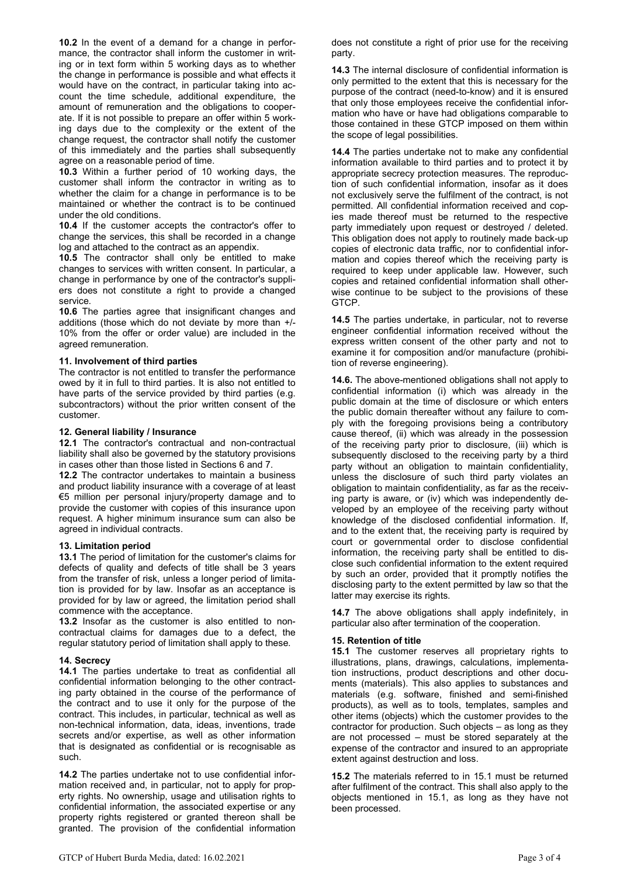**10.2** In the event of a demand for a change in performance, the contractor shall inform the customer in writing or in text form within 5 working days as to whether the change in performance is possible and what effects it would have on the contract, in particular taking into account the time schedule, additional expenditure, the amount of remuneration and the obligations to cooperate. If it is not possible to prepare an offer within 5 working days due to the complexity or the extent of the change request, the contractor shall notify the customer of this immediately and the parties shall subsequently agree on a reasonable period of time.

**10.3** Within a further period of 10 working days, the customer shall inform the contractor in writing as to whether the claim for a change in performance is to be maintained or whether the contract is to be continued under the old conditions.

**10.4** If the customer accepts the contractor's offer to change the services, this shall be recorded in a change log and attached to the contract as an appendix.

**10.5** The contractor shall only be entitled to make changes to services with written consent. In particular, a change in performance by one of the contractor's suppliers does not constitute a right to provide a changed service.

**10.6** The parties agree that insignificant changes and additions (those which do not deviate by more than +/- 10% from the offer or order value) are included in the agreed remuneration.

**11. Involvement of third parties**

The contractor is not entitled to transfer the performance owed by it in full to third parties. It is also not entitled to have parts of the service provided by third parties (e.g. subcontractors) without the prior written consent of the customer.

**12. General liability / Insurance**

**12.1** The contractor's contractual and non-contractual liability shall also be governed by the statutory provisions in cases other than those listed in Sections 6 and 7.

**12.2** The contractor undertakes to maintain a business and product liability insurance with a coverage of at least €5 million per personal injury/property damage and to provide the customer with copies of this insurance upon request. A higher minimum insurance sum can also be agreed in individual contracts.

**13. Limitation period**

**13.1** The period of limitation for the customer's claims for defects of quality and defects of title shall be 3 years from the transfer of risk, unless a longer period of limitation is provided for by law. Insofar as an acceptance is provided for by law or agreed, the limitation period shall commence with the acceptance.

**13.2** Insofar as the customer is also entitled to non-contractual claims for damages due to a defect, the regular statutory period of limitation shall apply to these.

**14. Secrecy**

**14.1** The parties undertake to treat as confidential all confidential information belonging to the other contracting party obtained in the course of the performance of the contract and to use it only for the purpose of the contract. This includes, in particular, technical as well as non-technical information, data, ideas, inventions, trade secrets and/or expertise, as well as other information that is designated as confidential or is recognisable as such.

**14.2** The parties undertake not to use confidential information received and, in particular, not to apply for property rights. No ownership, usage and utilisation rights to confidential information, the associated expertise or any property rights registered or granted thereon shall be granted. The provision of the confidential information does not constitute a right of prior use for the receiving party.

**14.3** The internal disclosure of confidential information is only permitted to the extent that this is necessary for the purpose of the contract (need-to-know) and it is ensured that only those employees receive the confidential information who have or have had obligations comparable to those contained in these GTCP imposed on them within the scope of legal possibilities.

**14.4** The parties undertake not to make any confidential information available to third parties and to protect it by appropriate secrecy protection measures. The reproduction of such confidential information, insofar as it does not exclusively serve the fulfilment of the contract, is not permitted. All confidential information received and copies made thereof must be returned to the respective party immediately upon request or destroyed / deleted. This obligation does not apply to routinely made back-up copies of electronic data traffic, nor to confidential information and copies thereof which the receiving party is required to keep under applicable law. However, such copies and retained confidential information shall otherwise continue to be subject to the provisions of these GTCP.

**14.5** The parties undertake, in particular, not to reverse engineer confidential information received without the express written consent of the other party and not to examine it for composition and/or manufacture (prohibition of reverse engineering).

**14.6.** The above-mentioned obligations shall not apply to confidential information (i) which was already in the public domain at the time of disclosure or which enters the public domain thereafter without any failure to comply with the foregoing provisions being a contributory cause thereof, (ii) which was already in the possession of the receiving party prior to disclosure, (iii) which is subsequently disclosed to the receiving party by a third party without an obligation to maintain confidentiality, unless the disclosure of such third party violates an obligation to maintain confidentiality, as far as the receiving party is aware, or (iv) which was independently developed by an employee of the receiving party without knowledge of the disclosed confidential information. If, and to the extent that, the receiving party is required by court or governmental order to disclose confidential information, the receiving party shall be entitled to disclose such confidential information to the extent required by such an order, provided that it promptly notifies the disclosing party to the extent permitted by law so that the latter may exercise its rights.

**14.7** The above obligations shall apply indefinitely, in particular also after termination of the cooperation.

**15. Retention of title**

**15.1** The customer reserves all proprietary rights to illustrations, plans, drawings, calculations, implementation instructions, product descriptions and other documents (materials). This also applies to substances and materials (e.g. software, finished and semi-finished products), as well as to tools, templates, samples and other items (objects) which the customer provides to the contractor for production. Such objects – as long as they are not processed – must be stored separately at the expense of the contractor and insured to an appropriate extent against destruction and loss.

**15.2** The materials referred to in 15.1 must be returned after fulfilment of the contract. This shall also apply to the objects mentioned in 15.1, as long as they have not been processed.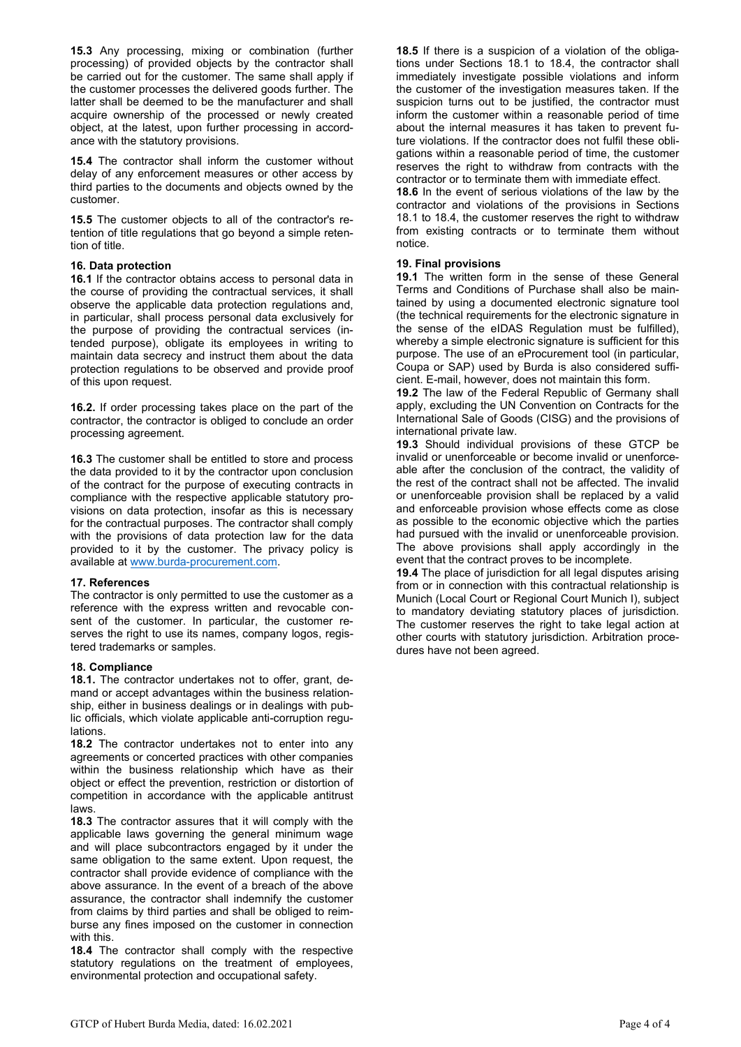**15.3** Any processing, mixing or combination (further processing) of provided objects by the contractor shall be carried out for the customer. The same shall apply if the customer processes the delivered goods further. The latter shall be deemed to be the manufacturer and shall acquire ownership of the processed or newly created object, at the latest, upon further processing in accordance with the statutory provisions.

**15.4** The contractor shall inform the customer without delay of any enforcement measures or other access by third parties to the documents and objects owned by the customer.

**15.5** The customer objects to all of the contractor's retention of title regulations that go beyond a simple retention of title.

### 16. Data protection

**16.1** If the contractor obtains access to personal data in the course of providing the contractual services, it shall observe the applicable data protection regulations and, in particular, shall process personal data exclusively for the purpose of providing the contractual services (intended purpose), obligate its employees in writing to maintain data secrecy and instruct them about the data protection regulations to be observed and provide proof of this upon request.

**16.2.** If order processing takes place on the part of the contractor, the contractor is obliged to conclude an order processing agreement.

**16.3** The customer shall be entitled to store and process the data provided to it by the contractor upon conclusion of the contract for the purpose of executing contracts in compliance with the respective applicable statutory provisions on data protection, insofar as this is necessary for the contractual purposes. The contractor shall comply with the provisions of data protection law for the data provided to it by the customer. The privacy policy is available at www.burda-procurement.com.

### 17. References

The contractor is only permitted to use the customer as a reference with the express written and revocable consent of the customer. In particular, the customer reserves the right to use its names, company logos, registered trademarks or samples.

### 18. Compliance

**18.1.** The contractor undertakes not to offer, grant, demand or accept advantages within the business relationship, either in business dealings or in dealings with public officials, which violate applicable anti-corruption regulations.

**18.2** The contractor undertakes not to enter into any agreements or concerted practices with other companies within the business relationship which have as their object or effect the prevention, restriction or distortion of competition in accordance with the applicable antitrust laws.

**18.3** The contractor assures that it will comply with the applicable laws governing the general minimum wage and will place subcontractors engaged by it under the same obligation to the same extent. Upon request, the contractor shall provide evidence of compliance with the above assurance. In the event of a breach of the above assurance, the contractor shall indemnify the customer from claims by third parties and shall be obliged to reimburse any fines imposed on the customer in connection with this.

**18.4** The contractor shall comply with the respective statutory regulations on the treatment of employees, environmental protection and occupational safety.

**18.5** If there is a suspicion of a violation of the obligations under Sections 18.1 to 18.4, the contractor shall immediately investigate possible violations and inform the customer of the investigation measures taken. If the suspicion turns out to be justified, the contractor must inform the customer within a reasonable period of time about the internal measures it has taken to prevent future violations. If the contractor does not fulfil these obligations within a reasonable period of time, the customer reserves the right to withdraw from contracts with the contractor or to terminate them with immediate effect.

**18.6** In the event of serious violations of the law by the contractor and violations of the provisions in Sections 18.1 to 18.4, the customer reserves the right to withdraw from existing contracts or to terminate them without notice.

### 19. Final provisions

**19.1** The written form in the sense of these General Terms and Conditions of Purchase shall also be maintained by using a documented electronic signature tool (the technical requirements for the electronic signature in the sense of the eIDAS Regulation must be fulfilled), whereby a simple electronic signature is sufficient for this purpose. The use of an eProcurement tool (in particular, Coupa or SAP) used by Burda is also considered sufficient. E-mail, however, does not maintain this form.

**19.2** The law of the Federal Republic of Germany shall apply, excluding the UN Convention on Contracts for the International Sale of Goods (CISG) and the provisions of international private law.

**19.3** Should individual provisions of these GTCP be invalid or unenforceable or become invalid or unenforceable after the conclusion of the contract, the validity of the rest of the contract shall not be affected. The invalid or unenforceable provision shall be replaced by a valid and enforceable provision whose effects come as close as possible to the economic objective which the parties had pursued with the invalid or unenforceable provision. The above provisions shall apply accordingly in the event that the contract proves to be incomplete.

**19.4** The place of jurisdiction for all legal disputes arising from or in connection with this contractual relationship is Munich (Local Court or Regional Court Munich I), subject to mandatory deviating statutory places of jurisdiction. The customer reserves the right to take legal action at other courts with statutory jurisdiction. Arbitration procedures have not been agreed.